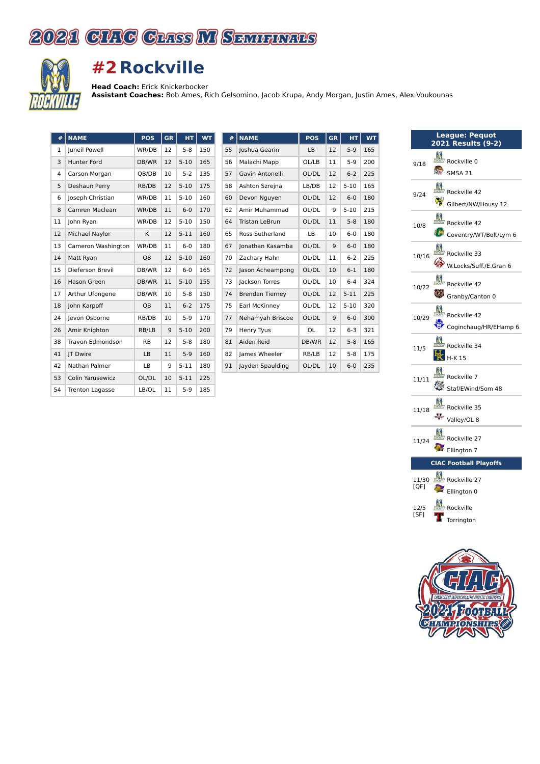# 2021 CIAC Class M Semifinals

## #2 Rockville

**Head Coach:** Erick Knickerbocker
**Assistant Coaches:** Bob Ames, Rich Gelsomino, Jacob Krupa, Andy Morgan, Justin Ames, Alex Voukounas

| # | NAME | POS | GR | HT | WT |
|---|---|---|---|---|---|
| 1 | Juneil Powell | WR/DB | 12 | 5-8 | 150 |
| 3 | Hunter Ford | DB/WR | 12 | 5-10 | 165 |
| 4 | Carson Morgan | QB/DB | 10 | 5-2 | 135 |
| 5 | Deshaun Perry | RB/DB | 12 | 5-10 | 175 |
| 6 | Joseph Christian | WR/DB | 11 | 5-10 | 160 |
| 8 | Camren Maclean | WR/DB | 11 | 6-0 | 170 |
| 11 | John Ryan | WR/DB | 12 | 5-10 | 150 |
| 12 | Michael Naylor | K | 12 | 5-11 | 160 |
| 13 | Cameron Washington | WR/DB | 11 | 6-0 | 180 |
| 14 | Matt Ryan | QB | 12 | 5-10 | 160 |
| 15 | Dieferson Brevil | DB/WR | 12 | 6-0 | 165 |
| 16 | Hason Green | DB/WR | 11 | 5-10 | 155 |
| 17 | Arthur Ufongene | DB/WR | 10 | 5-8 | 150 |
| 18 | John Karpoff | QB | 11 | 6-2 | 175 |
| 24 | Jevon Osborne | RB/DB | 10 | 5-9 | 170 |
| 26 | Amir Knighton | RB/LB | 9 | 5-10 | 200 |
| 38 | Travon Edmondson | RB | 12 | 5-8 | 180 |
| 41 | JT Dwire | LB | 11 | 5-9 | 160 |
| 42 | Nathan Palmer | LB | 9 | 5-11 | 180 |
| 53 | Colin Yarusewicz | OL/DL | 10 | 5-11 | 225 |
| 54 | Trenton Lagasse | LB/OL | 11 | 5-9 | 185 |
| 55 | Joshua Gearin | LB | 12 | 5-9 | 165 |
| 56 | Malachi Mapp | OL/LB | 11 | 5-9 | 200 |
| 57 | Gavin Antonelli | OL/DL | 12 | 6-2 | 225 |
| 58 | Ashton Szrejna | LB/DB | 12 | 5-10 | 165 |
| 60 | Devon Nguyen | OL/DL | 12 | 6-0 | 180 |
| 62 | Amir Muhammad | OL/DL | 9 | 5-10 | 215 |
| 64 | Tristan LeBrun | OL/DL | 11 | 5-8 | 180 |
| 65 | Ross Sutherland | LB | 10 | 6-0 | 180 |
| 67 | Jonathan Kasamba | OL/DL | 9 | 6-0 | 180 |
| 70 | Zachary Hahn | OL/DL | 11 | 6-2 | 225 |
| 72 | Jason Acheampong | OL/DL | 10 | 6-1 | 180 |
| 73 | Jackson Torres | OL/DL | 10 | 6-4 | 324 |
| 74 | Brendan Tierney | OL/DL | 12 | 5-11 | 225 |
| 75 | Earl McKinney | OL/DL | 12 | 5-10 | 320 |
| 77 | Nehamyah Briscoe | OL/DL | 9 | 6-0 | 300 |
| 79 | Henry Tyus | OL | 12 | 6-3 | 321 |
| 81 | Aiden Reid | DB/WR | 12 | 5-8 | 165 |
| 82 | James Wheeler | RB/LB | 12 | 5-8 | 175 |
| 91 | Jayden Spaulding | OL/DL | 10 | 6-0 | 235 |

### League: Pequot
### 2021 Results (9-2)

| Date | Result |
|---|---|
| 9/18 | Rockville 0, SMSA 21 |
| 9/24 | Rockville 42, Gilbert/NW/Housy 12 |
| 10/8 | Rockville 42, Coventry/WT/Bolt/Lym 6 |
| 10/16 | Rockville 33, W.Locks/Suff./E.Gran 6 |
| 10/22 | Rockville 42, Granby/Canton 0 |
| 10/29 | Rockville 42, Coginchaug/HR/EHamp 6 |
| 11/5 | Rockville 34, H-K 15 |
| 11/11 | Rockville 7, Staf/EWind/Som 48 |
| 11/18 | Rockville 35, Valley/OL 8 |
| 11/24 | Rockville 27, Ellington 7 |

### CIAC Football Playoffs

| Date | Result |
|---|---|
| 11/30 [QF] | Rockville 27, Ellington 0 |
| 12/5 [SF] | Rockville, Torrington |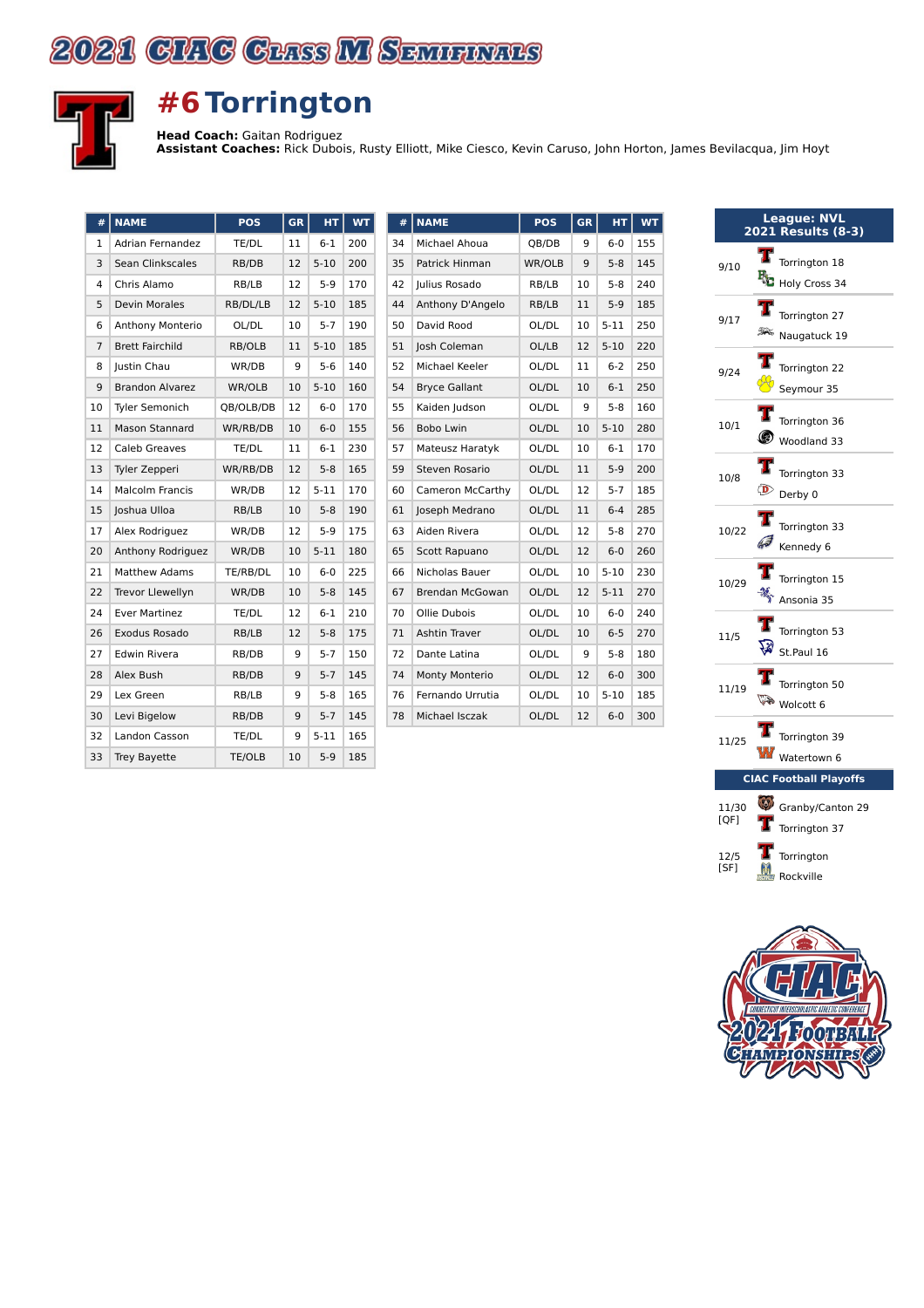# 2021 CIAC Class M Semifinals

## #6 Torrington

**Head Coach:** Gaitan Rodriguez
**Assistant Coaches:** Rick Dubois, Rusty Elliott, Mike Ciesco, Kevin Caruso, John Horton, James Bevilacqua, Jim Hoyt

| # | NAME | POS | GR | HT | WT |
|---|---|---|---|---|---|
| 1 | Adrian Fernandez | TE/DL | 11 | 6-1 | 200 |
| 3 | Sean Clinkscales | RB/DB | 12 | 5-10 | 200 |
| 4 | Chris Alamo | RB/LB | 12 | 5-9 | 170 |
| 5 | Devin Morales | RB/DL/LB | 12 | 5-10 | 185 |
| 6 | Anthony Monterio | OL/DL | 10 | 5-7 | 190 |
| 7 | Brett Fairchild | RB/OLB | 11 | 5-10 | 185 |
| 8 | Justin Chau | WR/DB | 9 | 5-6 | 140 |
| 9 | Brandon Alvarez | WR/OLB | 10 | 5-10 | 160 |
| 10 | Tyler Semonich | QB/OLB/DB | 12 | 6-0 | 170 |
| 11 | Mason Stannard | WR/RB/DB | 10 | 6-0 | 155 |
| 12 | Caleb Greaves | TE/DL | 11 | 6-1 | 230 |
| 13 | Tyler Zepperi | WR/RB/DB | 12 | 5-8 | 165 |
| 14 | Malcolm Francis | WR/DB | 12 | 5-11 | 170 |
| 15 | Joshua Ulloa | RB/LB | 10 | 5-8 | 190 |
| 17 | Alex Rodriguez | WR/DB | 12 | 5-9 | 175 |
| 20 | Anthony Rodriguez | WR/DB | 10 | 5-11 | 180 |
| 21 | Matthew Adams | TE/RB/DL | 10 | 6-0 | 225 |
| 22 | Trevor Llewellyn | WR/DB | 10 | 5-8 | 145 |
| 24 | Ever Martinez | TE/DL | 12 | 6-1 | 210 |
| 26 | Exodus Rosado | RB/LB | 12 | 5-8 | 175 |
| 27 | Edwin Rivera | RB/DB | 9 | 5-7 | 150 |
| 28 | Alex Bush | RB/DB | 9 | 5-7 | 145 |
| 29 | Lex Green | RB/LB | 9 | 5-8 | 165 |
| 30 | Levi Bigelow | RB/DB | 9 | 5-7 | 145 |
| 32 | Landon Casson | TE/DL | 9 | 5-11 | 165 |
| 33 | Trey Bayette | TE/OLB | 10 | 5-9 | 185 |
| 34 | Michael Ahoua | QB/DB | 9 | 6-0 | 155 |
| 35 | Patrick Hinman | WR/OLB | 9 | 5-8 | 145 |
| 42 | Julius Rosado | RB/LB | 10 | 5-8 | 240 |
| 44 | Anthony D'Angelo | RB/LB | 11 | 5-9 | 185 |
| 50 | David Rood | OL/DL | 10 | 5-11 | 250 |
| 51 | Josh Coleman | OL/LB | 12 | 5-10 | 220 |
| 52 | Michael Keeler | OL/DL | 11 | 6-2 | 250 |
| 54 | Bryce Gallant | OL/DL | 10 | 6-1 | 250 |
| 55 | Kaiden Judson | OL/DL | 9 | 5-8 | 160 |
| 56 | Bobo Lwin | OL/DL | 10 | 5-10 | 280 |
| 57 | Mateusz Haratyk | OL/DL | 10 | 6-1 | 170 |
| 59 | Steven Rosario | OL/DL | 11 | 5-9 | 200 |
| 60 | Cameron McCarthy | OL/DL | 12 | 5-7 | 185 |
| 61 | Joseph Medrano | OL/DL | 11 | 6-4 | 285 |
| 63 | Aiden Rivera | OL/DL | 12 | 5-8 | 270 |
| 65 | Scott Rapuano | OL/DL | 12 | 6-0 | 260 |
| 66 | Nicholas Bauer | OL/DL | 10 | 5-10 | 230 |
| 67 | Brendan McGowan | OL/DL | 12 | 5-11 | 270 |
| 70 | Ollie Dubois | OL/DL | 10 | 6-0 | 240 |
| 71 | Ashtin Traver | OL/DL | 10 | 6-5 | 270 |
| 72 | Dante Latina | OL/DL | 9 | 5-8 | 180 |
| 74 | Monty Monterio | OL/DL | 12 | 6-0 | 300 |
| 76 | Fernando Urrutia | OL/DL | 10 | 5-10 | 185 |
| 78 | Michael Isczak | OL/DL | 12 | 6-0 | 300 |

### League: NVL
### 2021 Results (8-3)

| Date | Result |
|---|---|
| 9/10 | Torrington 18, Holy Cross 34 |
| 9/17 | Torrington 27, Naugatuck 19 |
| 9/24 | Torrington 22, Seymour 35 |
| 10/1 | Torrington 36, Woodland 33 |
| 10/8 | Torrington 33, Derby 0 |
| 10/22 | Torrington 33, Kennedy 6 |
| 10/29 | Torrington 15, Ansonia 35 |
| 11/5 | Torrington 53, St.Paul 16 |
| 11/19 | Torrington 50, Wolcott 6 |
| 11/25 | Torrington 39, Watertown 6 |

### CIAC Football Playoffs

| Date | Result |
|---|---|
| 11/30 [QF] | Granby/Canton 29, Torrington 37 |
| 12/5 [SF] | Torrington, Rockville |

CIAC Connecticut Interscholastic Athletic Conference 2021 Football Championships